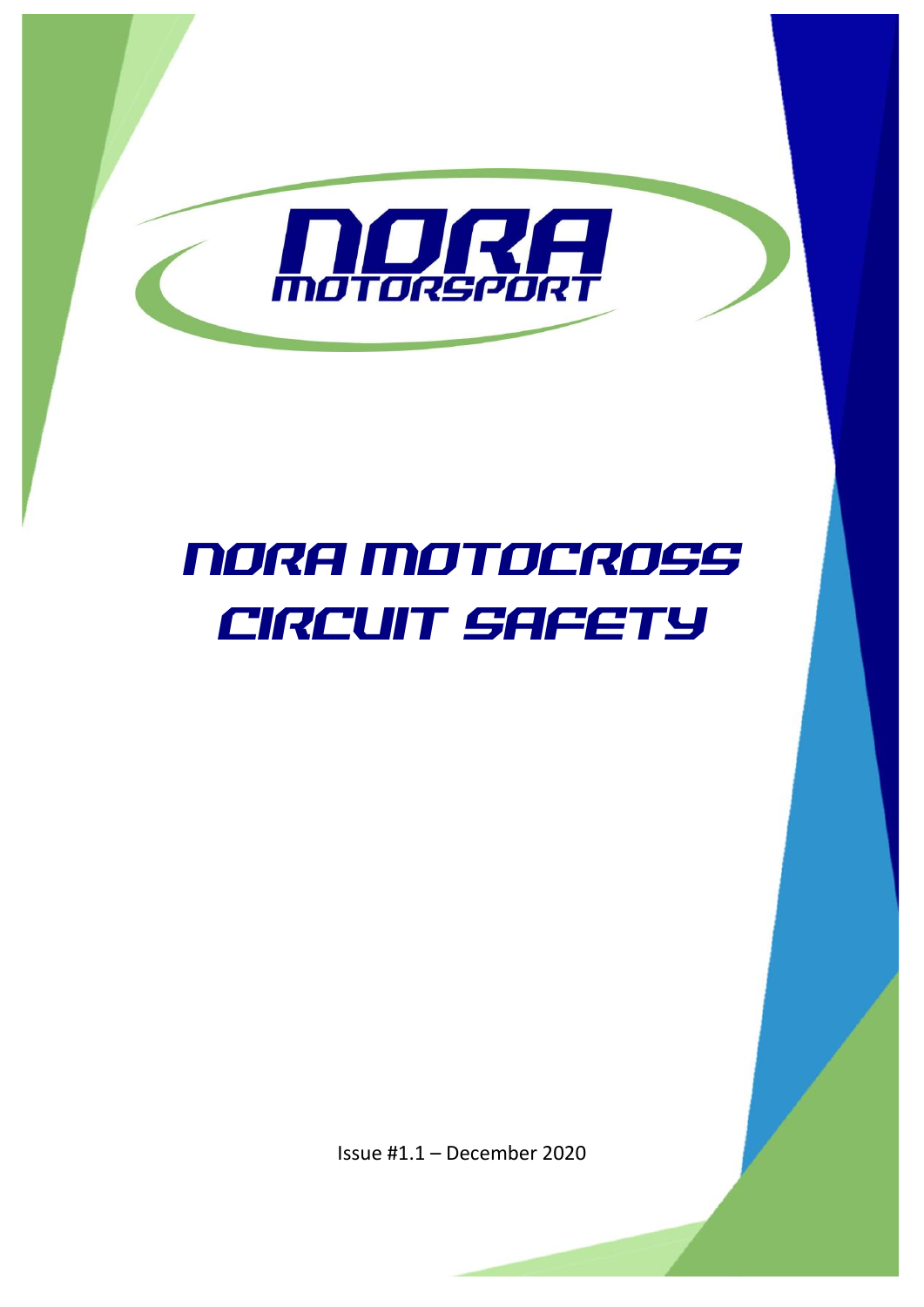NORA MOTORSPORT

# NORA MOTOCROSS CIRCUIT SAFETY

Issue #1.1 – December 2020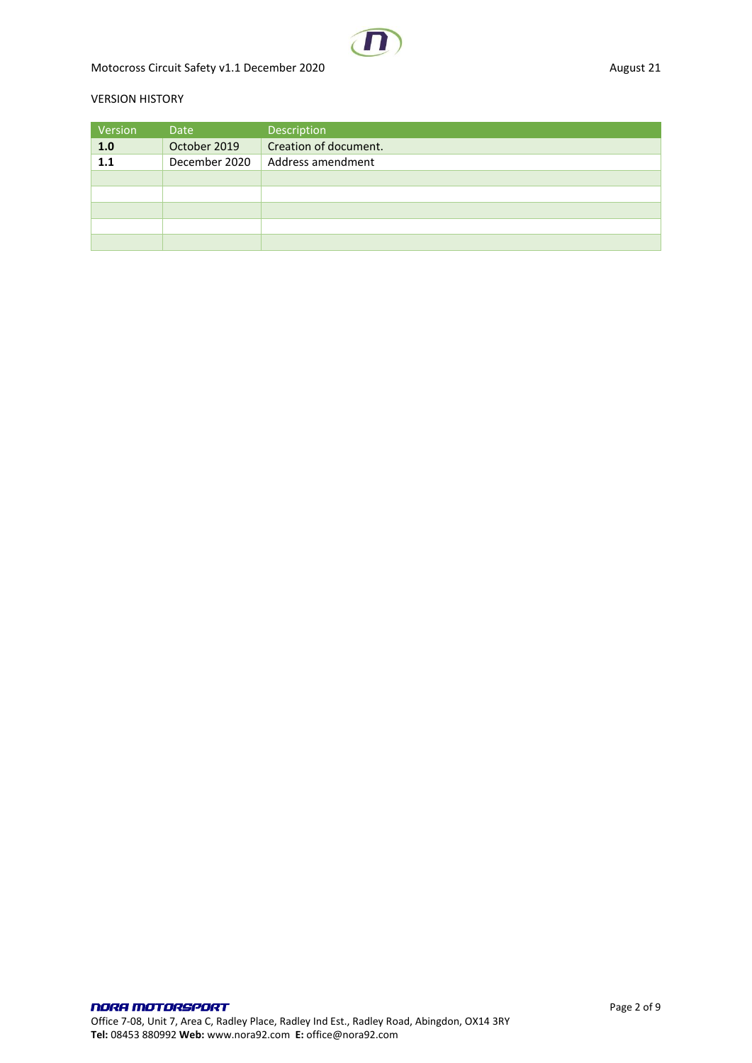VERSION HISTORY

| Version | Date | Description |
| --- | --- | --- |
| **1.0** | October 2019 | Creation of document. |
| **1.1** | December 2020 | Address amendment |
| | | |
| | | |
| | | |
| | | |
| | | |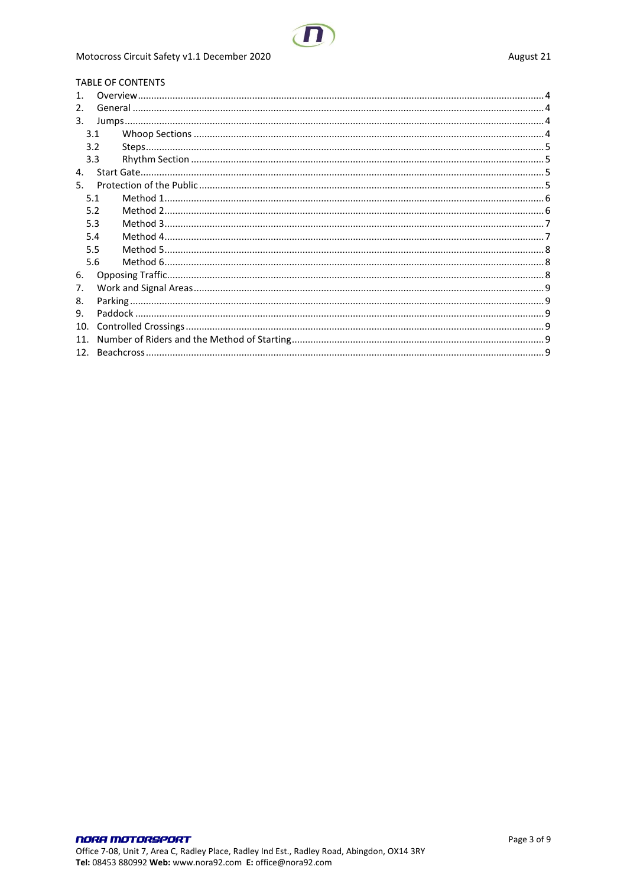TABLE OF CONTENTS

1. Overview ........................................................................ 4
2. General ......................................................................... 4
3. Jumps ........................................................................... 4
   - 3.1 Whoop Sections ............................................................. 4
   - 3.2 Steps ...................................................................... 5
   - 3.3 Rhythm Section ............................................................. 5
4. Start Gate ...................................................................... 5
5. Protection of the Public ....................................................... 5
   - 5.1 Method 1 ................................................................... 6
   - 5.2 Method 2 ................................................................... 6
   - 5.3 Method 3 ................................................................... 7
   - 5.4 Method 4 ................................................................... 7
   - 5.5 Method 5 ................................................................... 8
   - 5.6 Method 6 ................................................................... 8
6. Opposing Traffic ................................................................ 8
7. Work and Signal Areas ........................................................... 9
8. Parking ......................................................................... 9
9. Paddock ......................................................................... 9
10. Controlled Crossings ........................................................... 9
11. Number of Riders and the Method of Starting .................................... 9
12. Beachcross ..................................................................... 9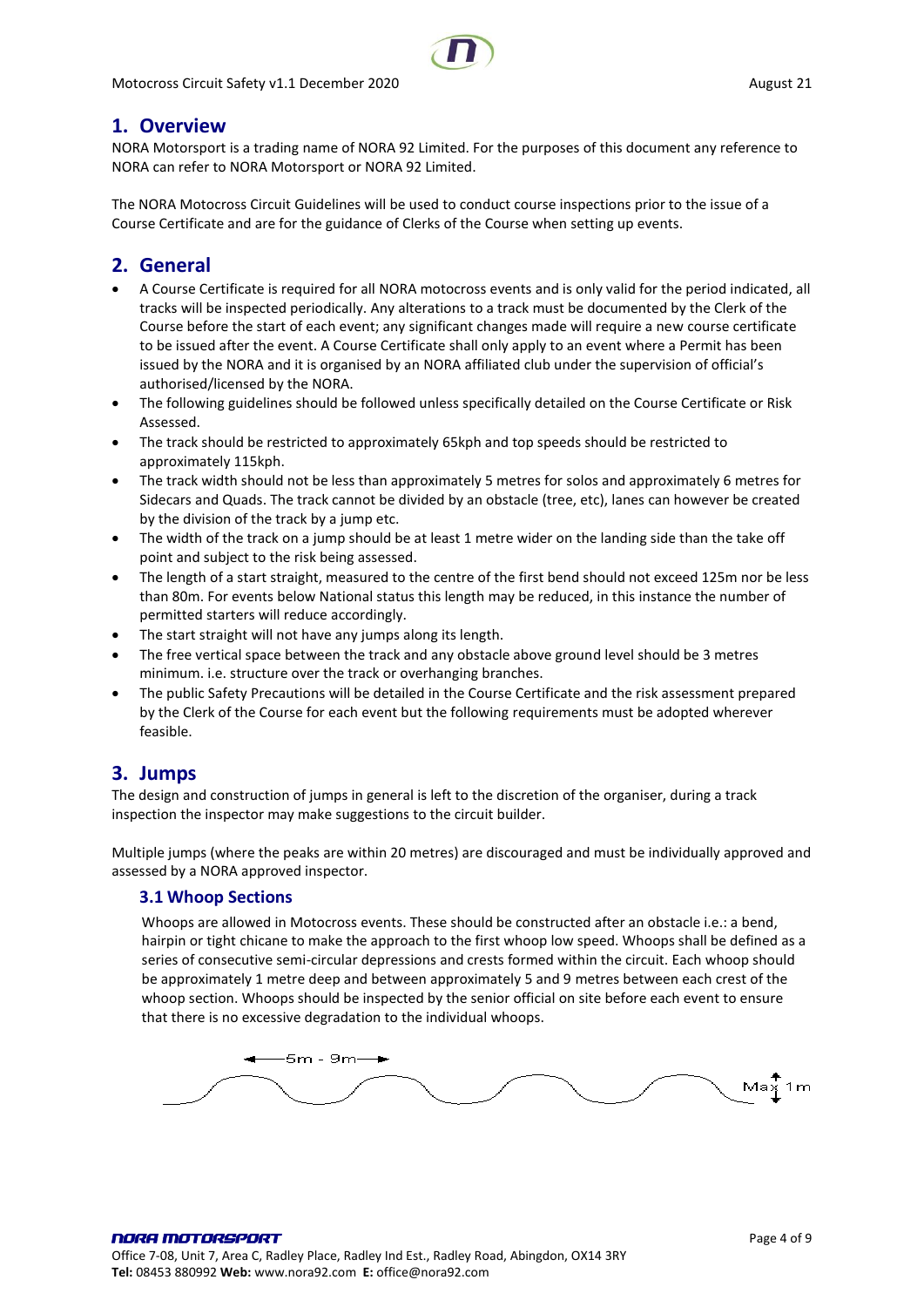## 1. Overview

NORA Motorsport is a trading name of NORA 92 Limited. For the purposes of this document any reference to NORA can refer to NORA Motorsport or NORA 92 Limited.

The NORA Motocross Circuit Guidelines will be used to conduct course inspections prior to the issue of a Course Certificate and are for the guidance of Clerks of the Course when setting up events.

## 2. General

- A Course Certificate is required for all NORA motocross events and is only valid for the period indicated, all tracks will be inspected periodically. Any alterations to a track must be documented by the Clerk of the Course before the start of each event; any significant changes made will require a new course certificate to be issued after the event. A Course Certificate shall only apply to an event where a Permit has been issued by the NORA and it is organised by an NORA affiliated club under the supervision of official's authorised/licensed by the NORA.
- The following guidelines should be followed unless specifically detailed on the Course Certificate or Risk Assessed.
- The track should be restricted to approximately 65kph and top speeds should be restricted to approximately 115kph.
- The track width should not be less than approximately 5 metres for solos and approximately 6 metres for Sidecars and Quads. The track cannot be divided by an obstacle (tree, etc), lanes can however be created by the division of the track by a jump etc.
- The width of the track on a jump should be at least 1 metre wider on the landing side than the take off point and subject to the risk being assessed.
- The length of a start straight, measured to the centre of the first bend should not exceed 125m nor be less than 80m. For events below National status this length may be reduced, in this instance the number of permitted starters will reduce accordingly.
- The start straight will not have any jumps along its length.
- The free vertical space between the track and any obstacle above ground level should be 3 metres minimum. i.e. structure over the track or overhanging branches.
- The public Safety Precautions will be detailed in the Course Certificate and the risk assessment prepared by the Clerk of the Course for each event but the following requirements must be adopted wherever feasible.

## 3. Jumps

The design and construction of jumps in general is left to the discretion of the organiser, during a track inspection the inspector may make suggestions to the circuit builder.

Multiple jumps (where the peaks are within 20 metres) are discouraged and must be individually approved and assessed by a NORA approved inspector.

### 3.1 Whoop Sections

Whoops are allowed in Motocross events. These should be constructed after an obstacle i.e.: a bend, hairpin or tight chicane to make the approach to the first whoop low speed. Whoops shall be defined as a series of consecutive semi-circular depressions and crests formed within the circuit. Each whoop should be approximately 1 metre deep and between approximately 5 and 9 metres between each crest of the whoop section. Whoops should be inspected by the senior official on site before each event to ensure that there is no excessive degradation to the individual whoops.

5m - 9m

Max 1m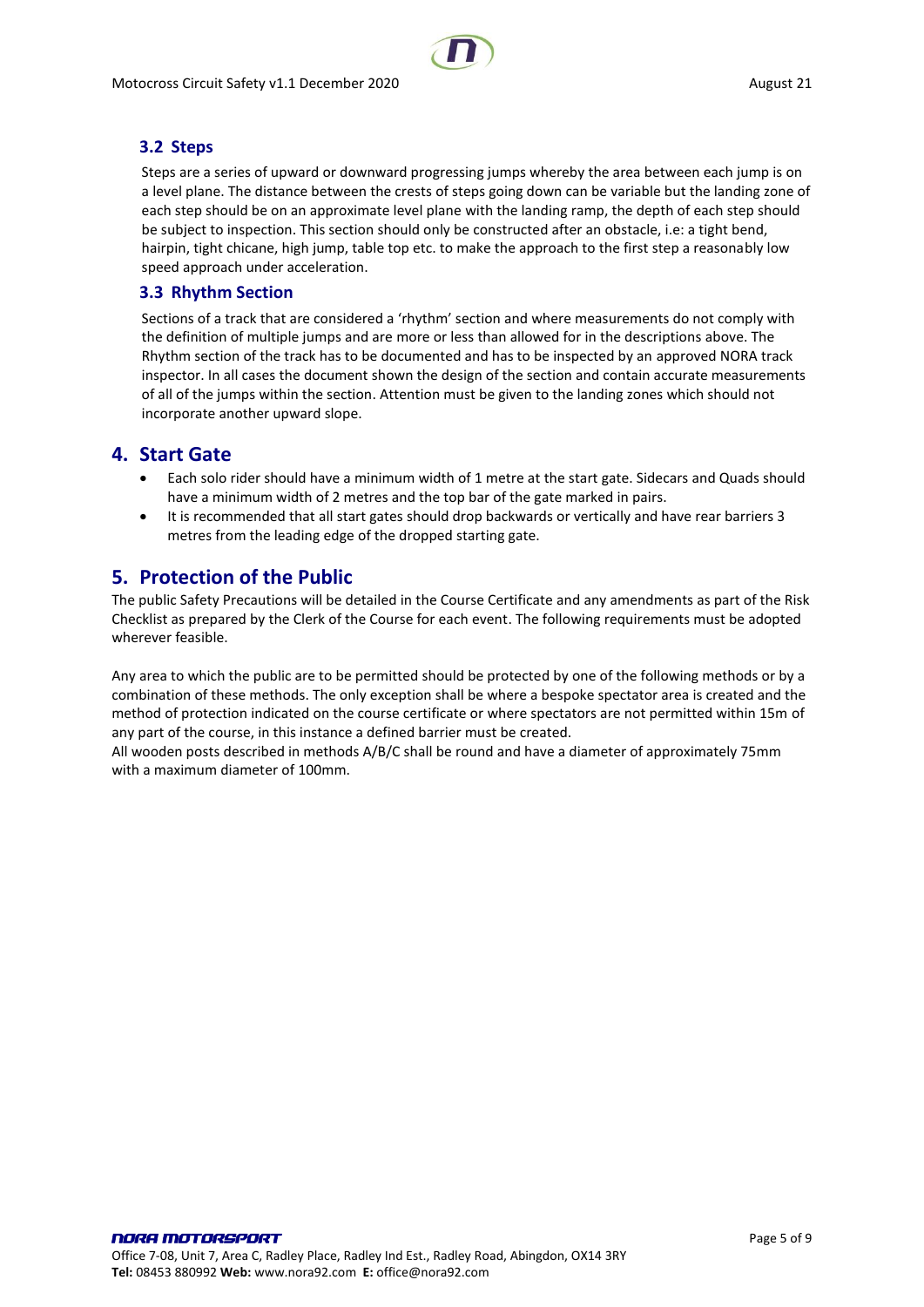### 3.2 Steps

Steps are a series of upward or downward progressing jumps whereby the area between each jump is on a level plane. The distance between the crests of steps going down can be variable but the landing zone of each step should be on an approximate level plane with the landing ramp, the depth of each step should be subject to inspection. This section should only be constructed after an obstacle, i.e: a tight bend, hairpin, tight chicane, high jump, table top etc. to make the approach to the first step a reasonably low speed approach under acceleration.

### 3.3 Rhythm Section

Sections of a track that are considered a 'rhythm' section and where measurements do not comply with the definition of multiple jumps and are more or less than allowed for in the descriptions above. The Rhythm section of the track has to be documented and has to be inspected by an approved NORA track inspector. In all cases the document shown the design of the section and contain accurate measurements of all of the jumps within the section. Attention must be given to the landing zones which should not incorporate another upward slope.

## 4. Start Gate

- Each solo rider should have a minimum width of 1 metre at the start gate. Sidecars and Quads should have a minimum width of 2 metres and the top bar of the gate marked in pairs.
- It is recommended that all start gates should drop backwards or vertically and have rear barriers 3 metres from the leading edge of the dropped starting gate.

## 5. Protection of the Public

The public Safety Precautions will be detailed in the Course Certificate and any amendments as part of the Risk Checklist as prepared by the Clerk of the Course for each event. The following requirements must be adopted wherever feasible.

Any area to which the public are to be permitted should be protected by one of the following methods or by a combination of these methods. The only exception shall be where a bespoke spectator area is created and the method of protection indicated on the course certificate or where spectators are not permitted within 15m of any part of the course, in this instance a defined barrier must be created.
All wooden posts described in methods A/B/C shall be round and have a diameter of approximately 75mm with a maximum diameter of 100mm.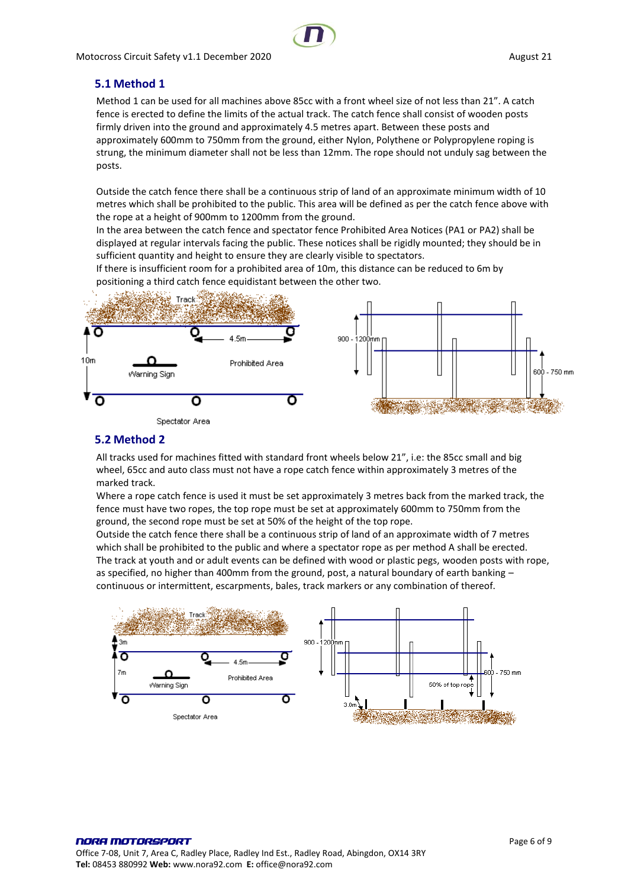## 5.1 Method 1

Method 1 can be used for all machines above 85cc with a front wheel size of not less than 21". A catch fence is erected to define the limits of the actual track. The catch fence shall consist of wooden posts firmly driven into the ground and approximately 4.5 metres apart. Between these posts and approximately 600mm to 750mm from the ground, either Nylon, Polythene or Polypropylene roping is strung, the minimum diameter shall not be less than 12mm. The rope should not unduly sag between the posts.

Outside the catch fence there shall be a continuous strip of land of an approximate minimum width of 10 metres which shall be prohibited to the public. This area will be defined as per the catch fence above with the rope at a height of 900mm to 1200mm from the ground.

In the area between the catch fence and spectator fence Prohibited Area Notices (PA1 or PA2) shall be displayed at regular intervals facing the public. These notices shall be rigidly mounted; they should be in sufficient quantity and height to ensure they are clearly visible to spectators.

If there is insufficient room for a prohibited area of 10m, this distance can be reduced to 6m by positioning a third catch fence equidistant between the other two.

Track · 4.5m · 10m · Warning Sign · Prohibited Area · Spectator Area · 900 - 1200mm · 600 - 750 mm

## 5.2 Method 2

All tracks used for machines fitted with standard front wheels below 21", i.e: the 85cc small and big wheel, 65cc and auto class must not have a rope catch fence within approximately 3 metres of the marked track.

Where a rope catch fence is used it must be set approximately 3 metres back from the marked track, the fence must have two ropes, the top rope must be set at approximately 600mm to 750mm from the ground, the second rope must be set at 50% of the height of the top rope.

Outside the catch fence there shall be a continuous strip of land of an approximate width of 7 metres which shall be prohibited to the public and where a spectator rope as per method A shall be erected.

The track at youth and or adult events can be defined with wood or plastic pegs, wooden posts with rope, as specified, no higher than 400mm from the ground, post, a natural boundary of earth banking – continuous or intermittent, escarpments, bales, track markers or any combination of thereof.

Track · 3m · 4.5m · 7m · Warning Sign · Prohibited Area · Spectator Area · 900 - 1200mm · 600 - 750 mm · 50% of top rope · 3.0m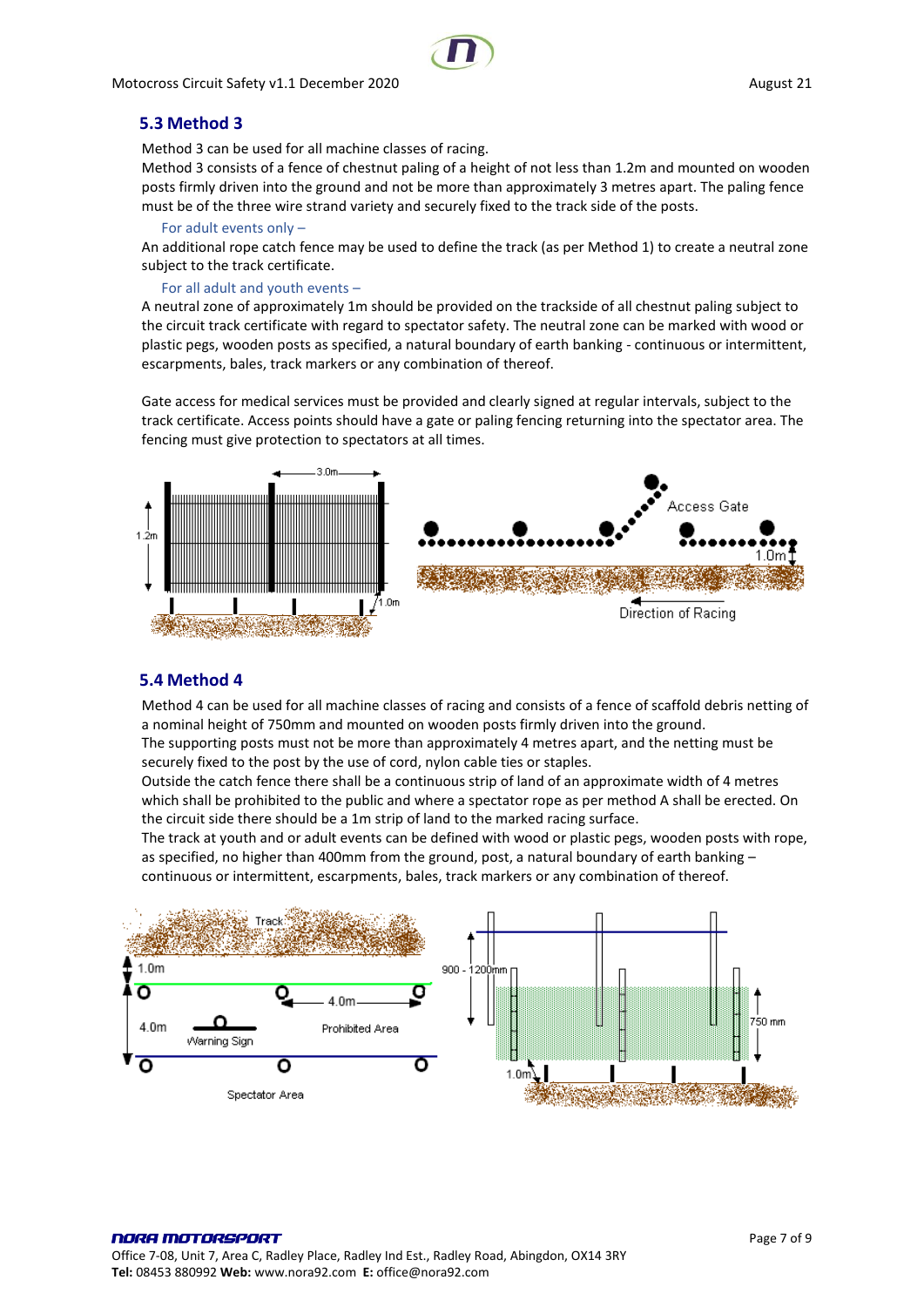## 5.3 Method 3

Method 3 can be used for all machine classes of racing.
Method 3 consists of a fence of chestnut paling of a height of not less than 1.2m and mounted on wooden posts firmly driven into the ground and not be more than approximately 3 metres apart. The paling fence must be of the three wire strand variety and securely fixed to the track side of the posts.

For adult events only –

An additional rope catch fence may be used to define the track (as per Method 1) to create a neutral zone subject to the track certificate.

For all adult and youth events –

A neutral zone of approximately 1m should be provided on the trackside of all chestnut paling subject to the circuit track certificate with regard to spectator safety. The neutral zone can be marked with wood or plastic pegs, wooden posts as specified, a natural boundary of earth banking - continuous or intermittent, escarpments, bales, track markers or any combination of thereof.

Gate access for medical services must be provided and clearly signed at regular intervals, subject to the track certificate. Access points should have a gate or paling fencing returning into the spectator area. The fencing must give protection to spectators at all times.

## 5.4 Method 4

Method 4 can be used for all machine classes of racing and consists of a fence of scaffold debris netting of a nominal height of 750mm and mounted on wooden posts firmly driven into the ground.
The supporting posts must not be more than approximately 4 metres apart, and the netting must be securely fixed to the post by the use of cord, nylon cable ties or staples.
Outside the catch fence there shall be a continuous strip of land of an approximate width of 4 metres which shall be prohibited to the public and where a spectator rope as per method A shall be erected. On the circuit side there should be a 1m strip of land to the marked racing surface.
The track at youth and or adult events can be defined with wood or plastic pegs, wooden posts with rope, as specified, no higher than 400mm from the ground, post, a natural boundary of earth banking – continuous or intermittent, escarpments, bales, track markers or any combination of thereof.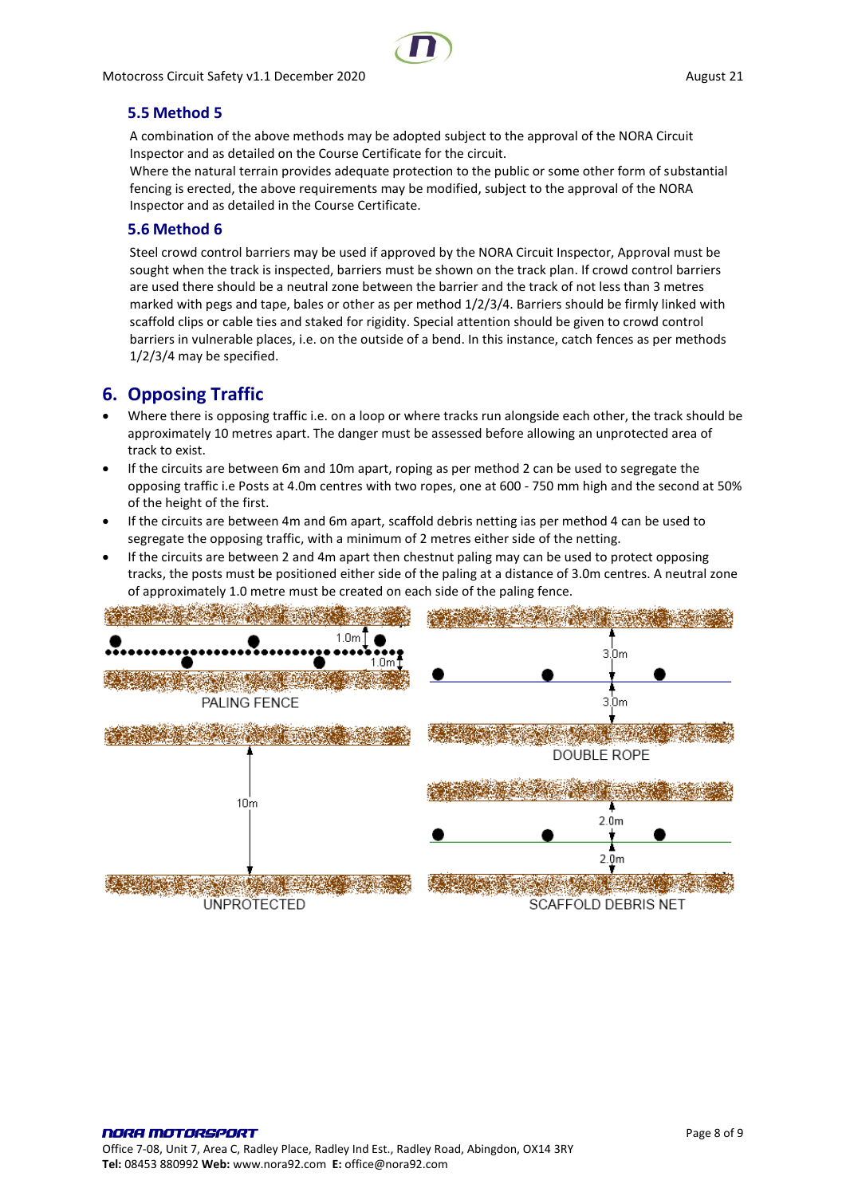### 5.5 Method 5

A combination of the above methods may be adopted subject to the approval of the NORA Circuit Inspector and as detailed on the Course Certificate for the circuit.
Where the natural terrain provides adequate protection to the public or some other form of substantial fencing is erected, the above requirements may be modified, subject to the approval of the NORA Inspector and as detailed in the Course Certificate.

### 5.6 Method 6

Steel crowd control barriers may be used if approved by the NORA Circuit Inspector, Approval must be sought when the track is inspected, barriers must be shown on the track plan. If crowd control barriers are used there should be a neutral zone between the barrier and the track of not less than 3 metres marked with pegs and tape, bales or other as per method 1/2/3/4. Barriers should be firmly linked with scaffold clips or cable ties and staked for rigidity. Special attention should be given to crowd control barriers in vulnerable places, i.e. on the outside of a bend. In this instance, catch fences as per methods 1/2/3/4 may be specified.

## 6. Opposing Traffic

- Where there is opposing traffic i.e. on a loop or where tracks run alongside each other, the track should be approximately 10 metres apart. The danger must be assessed before allowing an unprotected area of track to exist.
- If the circuits are between 6m and 10m apart, roping as per method 2 can be used to segregate the opposing traffic i.e Posts at 4.0m centres with two ropes, one at 600 - 750 mm high and the second at 50% of the height of the first.
- If the circuits are between 4m and 6m apart, scaffold debris netting ias per method 4 can be used to segregate the opposing traffic, with a minimum of 2 metres either side of the netting.
- If the circuits are between 2 and 4m apart then chestnut paling may can be used to protect opposing tracks, the posts must be positioned either side of the paling at a distance of 3.0m centres. A neutral zone of approximately 1.0 metre must be created on each side of the paling fence.

1.0m 1.0m
PALING FENCE

3.0m 3.0m
DOUBLE ROPE

10m
UNPROTECTED

2.0m 2.0m
SCAFFOLD DEBRIS NET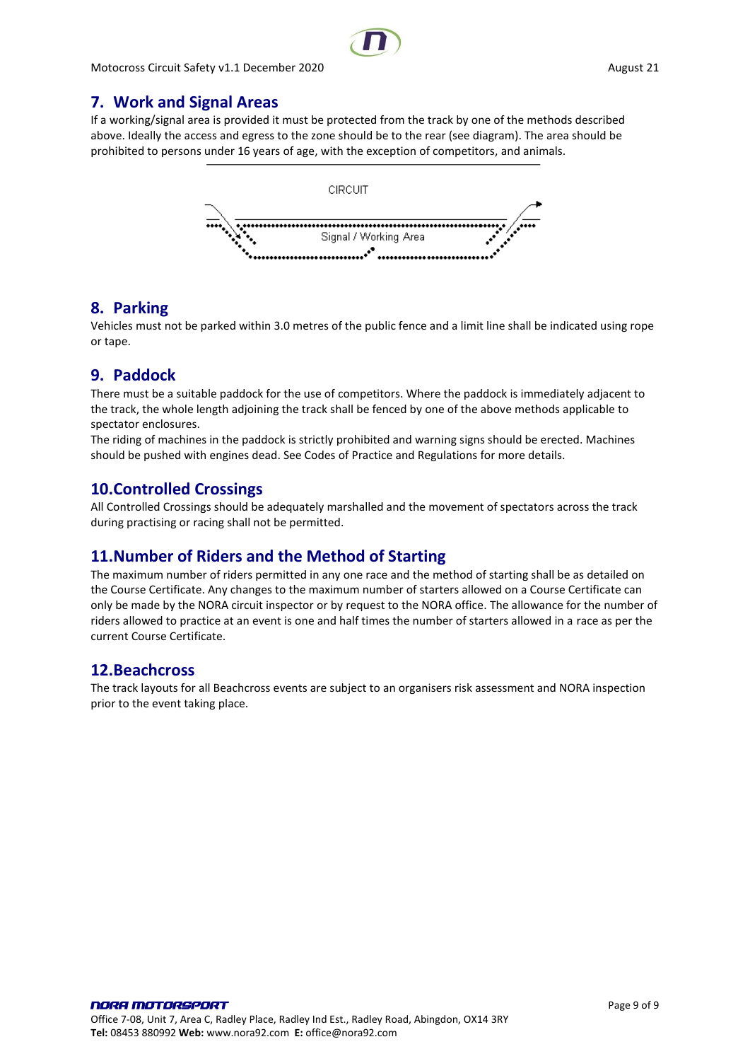## 7. Work and Signal Areas

If a working/signal area is provided it must be protected from the track by one of the methods described above. Ideally the access and egress to the zone should be to the rear (see diagram). The area should be prohibited to persons under 16 years of age, with the exception of competitors, and animals.

CIRCUIT

Signal / Working Area

## 8. Parking

Vehicles must not be parked within 3.0 metres of the public fence and a limit line shall be indicated using rope or tape.

## 9. Paddock

There must be a suitable paddock for the use of competitors. Where the paddock is immediately adjacent to the track, the whole length adjoining the track shall be fenced by one of the above methods applicable to spectator enclosures.

The riding of machines in the paddock is strictly prohibited and warning signs should be erected. Machines should be pushed with engines dead. See Codes of Practice and Regulations for more details.

## 10. Controlled Crossings

All Controlled Crossings should be adequately marshalled and the movement of spectators across the track during practising or racing shall not be permitted.

## 11. Number of Riders and the Method of Starting

The maximum number of riders permitted in any one race and the method of starting shall be as detailed on the Course Certificate. Any changes to the maximum number of starters allowed on a Course Certificate can only be made by the NORA circuit inspector or by request to the NORA office. The allowance for the number of riders allowed to practice at an event is one and half times the number of starters allowed in a race as per the current Course Certificate.

## 12. Beachcross

The track layouts for all Beachcross events are subject to an organisers risk assessment and NORA inspection prior to the event taking place.